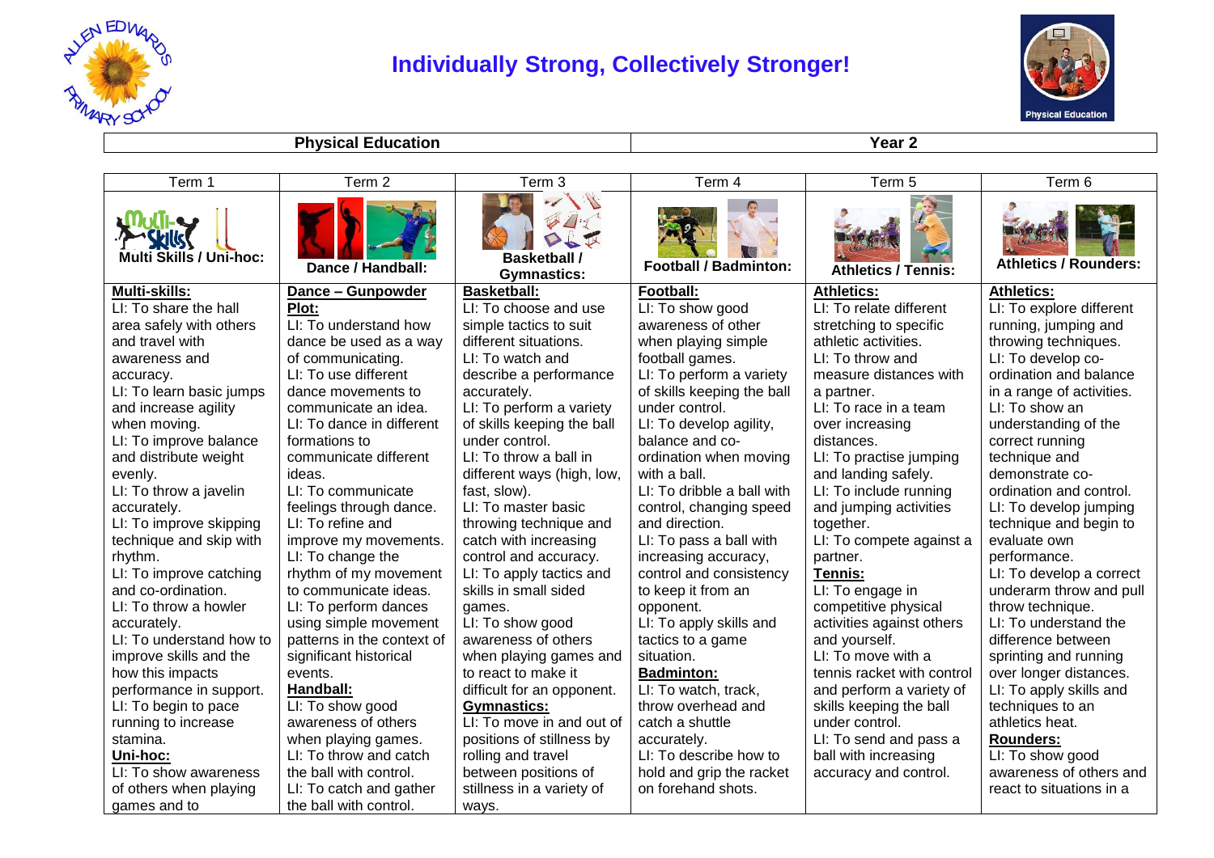# Individually Strong, Collectively Stronger!

| Physical Education | Year 2 |
|---|---|

| Term 1 | Term 2 | Term 3 | Term 4 | Term 5 | Term 6 |
|---|---|---|---|---|---|
| **Multi Skills / Uni-hoc:** | **Dance / Handball:** | **Basketball / Gymnastics:** | **Football / Badminton:** | **Athletics / Tennis:** | **Athletics / Rounders:** |
| **Multi-skills:**<br>LI: To share the hall area safely with others and travel with awareness and accuracy.<br>LI: To learn basic jumps and increase agility when moving.<br>LI: To improve balance and distribute weight evenly.<br>LI: To throw a javelin accurately.<br>LI: To improve skipping technique and skip with rhythm.<br>LI: To improve catching and co-ordination.<br>LI: To throw a howler accurately.<br>LI: To understand how to improve skills and the how this impacts performance in support.<br>LI: To begin to pace running to increase stamina.<br>**Uni-hoc:**<br>LI: To show awareness of others when playing games and to | **Dance – Gunpowder Plot:**<br>LI: To understand how dance be used as a way of communicating.<br>LI: To use different dance movements to communicate an idea.<br>LI: To dance in different formations to communicate different ideas.<br>LI: To communicate feelings through dance.<br>LI: To refine and improve my movements.<br>LI: To change the rhythm of my movement to communicate ideas.<br>LI: To perform dances using simple movement patterns in the context of significant historical events.<br>**Handball:**<br>LI: To show good awareness of others when playing games.<br>LI: To throw and catch the ball with control.<br>LI: To catch and gather the ball with control. | **Basketball:**<br>LI: To choose and use simple tactics to suit different situations.<br>LI: To watch and describe a performance accurately.<br>LI: To perform a variety of skills keeping the ball under control.<br>LI: To throw a ball in different ways (high, low, fast, slow).<br>LI: To master basic throwing technique and catch with increasing control and accuracy.<br>LI: To apply tactics and skills in small sided games.<br>LI: To show good awareness of others when playing games and to react to make it difficult for an opponent.<br>**Gymnastics:**<br>LI: To move in and out of positions of stillness by rolling and travel between positions of stillness in a variety of ways. | **Football:**<br>LI: To show good awareness of other when playing simple football games.<br>LI: To perform a variety of skills keeping the ball under control.<br>LI: To develop agility, balance and co-ordination when moving with a ball.<br>LI: To dribble a ball with control, changing speed and direction.<br>LI: To pass a ball with increasing accuracy, control and consistency to keep it from an opponent.<br>LI: To apply skills and tactics to a game situation.<br>**Badminton:**<br>LI: To watch, track, throw overhead and catch a shuttle accurately.<br>LI: To describe how to hold and grip the racket on forehand shots. | **Athletics:**<br>LI: To relate different stretching to specific athletic activities.<br>LI: To throw and measure distances with a partner.<br>LI: To race in a team over increasing distances.<br>LI: To practise jumping and landing safely.<br>LI: To include running and jumping activities together.<br>LI: To compete against a partner.<br>**Tennis:**<br>LI: To engage in competitive physical activities against others and yourself.<br>LI: To move with a tennis racket with control and perform a variety of skills keeping the ball under control.<br>LI: To send and pass a ball with increasing accuracy and control. | **Athletics:**<br>LI: To explore different running, jumping and throwing techniques.<br>LI: To develop co-ordination and balance in a range of activities.<br>LI: To show an understanding of the correct running technique and demonstrate co-ordination and control.<br>LI: To develop jumping technique and begin to evaluate own performance.<br>LI: To develop a correct underarm throw and pull throw technique.<br>LI: To understand the difference between sprinting and running over longer distances.<br>LI: To apply skills and techniques to an athletics heat.<br>**Rounders:**<br>LI: To show good awareness of others and react to situations in a |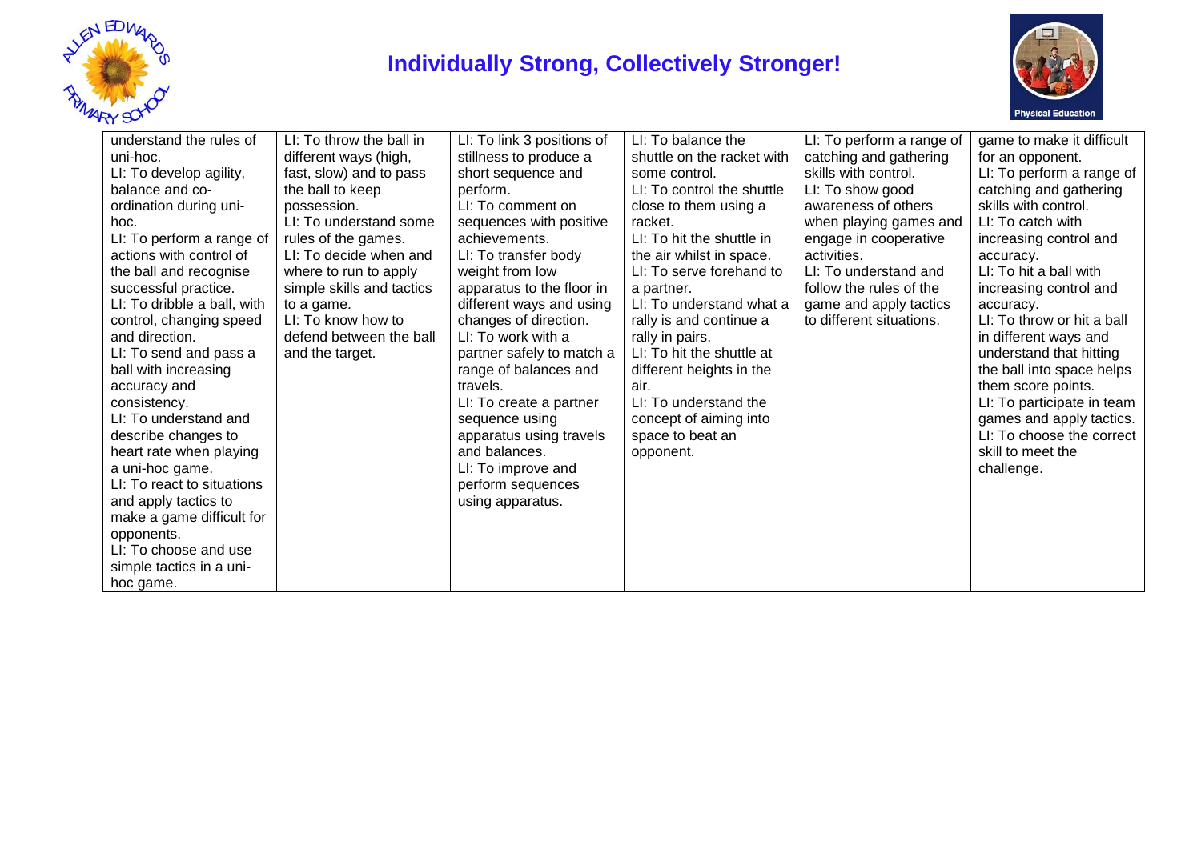# Individually Strong, Collectively Stronger!

| | | | | | |
|---|---|---|---|---|---|
| understand the rules of uni-hoc.<br>LI: To develop agility, balance and co-ordination during uni-hoc.<br>LI: To perform a range of actions with control of the ball and recognise successful practice.<br>LI: To dribble a ball, with control, changing speed and direction.<br>LI: To send and pass a ball with increasing accuracy and consistency.<br>LI: To understand and describe changes to heart rate when playing a uni-hoc game.<br>LI: To react to situations and apply tactics to make a game difficult for opponents.<br>LI: To choose and use simple tactics in a uni-hoc game. | LI: To throw the ball in different ways (high, fast, slow) and to pass the ball to keep possession.<br>LI: To understand some rules of the games.<br>LI: To decide when and where to run to apply simple skills and tactics to a game.<br>LI: To know how to defend between the ball and the target. | LI: To link 3 positions of stillness to produce a short sequence and perform.<br>LI: To comment on sequences with positive achievements.<br>LI: To transfer body weight from low apparatus to the floor in different ways and using changes of direction.<br>LI: To work with a partner safely to match a range of balances and travels.<br>LI: To create a partner sequence using apparatus using travels and balances.<br>LI: To improve and perform sequences using apparatus. | LI: To balance the shuttle on the racket with some control.<br>LI: To control the shuttle close to them using a racket.<br>LI: To hit the shuttle in the air whilst in space.<br>LI: To serve forehand to a partner.<br>LI: To understand what a rally is and continue a rally in pairs.<br>LI: To hit the shuttle at different heights in the air.<br>LI: To understand the concept of aiming into space to beat an opponent. | LI: To perform a range of catching and gathering skills with control.<br>LI: To show good awareness of others when playing games and engage in cooperative activities.<br>LI: To understand and follow the rules of the game and apply tactics to different situations. | game to make it difficult for an opponent.<br>LI: To perform a range of catching and gathering skills with control.<br>LI: To catch with increasing control and accuracy.<br>LI: To hit a ball with increasing control and accuracy.<br>LI: To throw or hit a ball in different ways and understand that hitting the ball into space helps them score points.<br>LI: To participate in team games and apply tactics.<br>LI: To choose the correct skill to meet the challenge. |